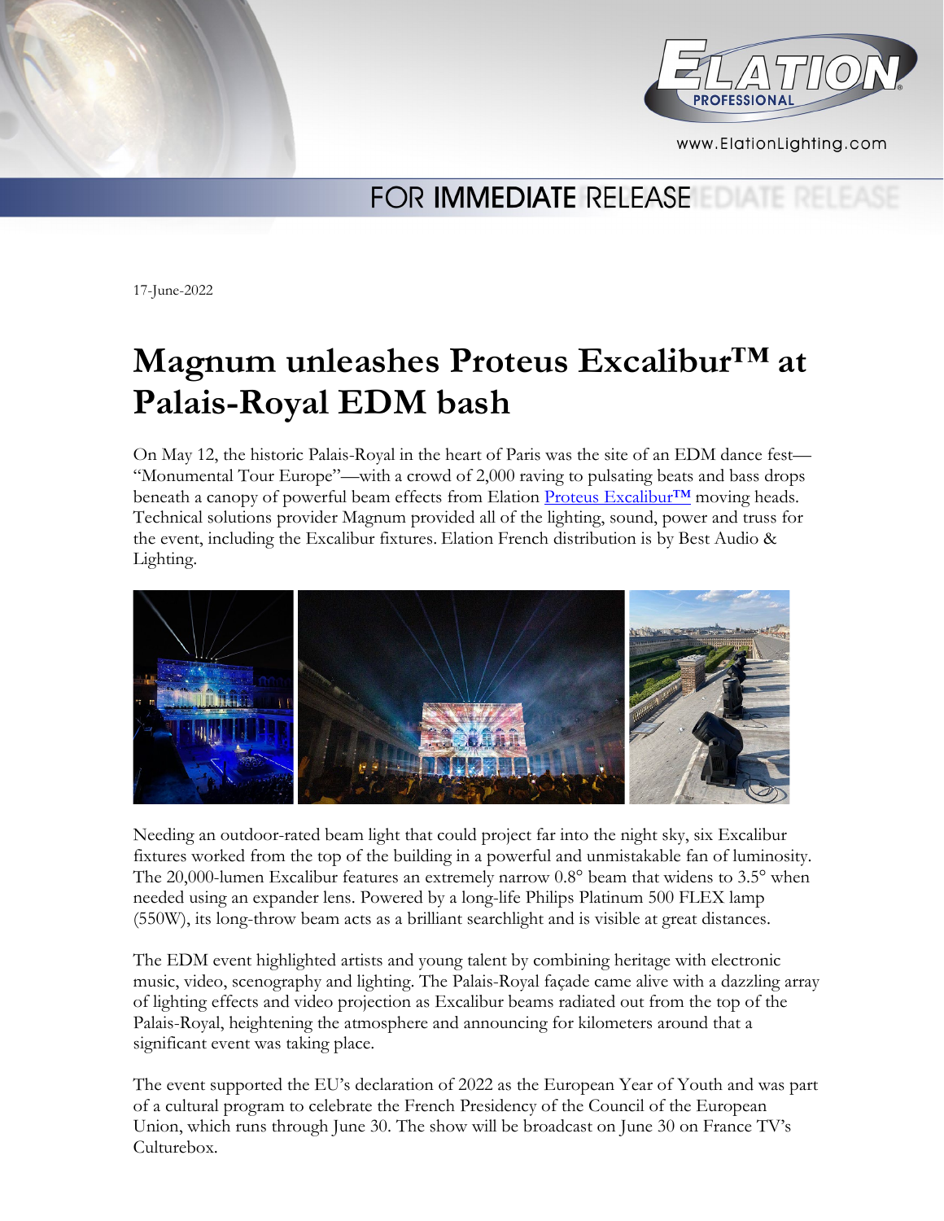FOR IMMEDIATE RELEASE

17-June-2022

# Magnum unleashes Proteus Excalibur™ at Palais-Royal EDM bash

On May 12, the historic Palais-Royal in the heart of Paris was the site of an EDM dance fest—"Monumental Tour Europe"—with a crowd of 2,000 raving to pulsating beats and bass drops beneath a canopy of powerful beam effects from Elation Proteus Excalibur™ moving heads. Technical solutions provider Magnum provided all of the lighting, sound, power and truss for the event, including the Excalibur fixtures. Elation French distribution is by Best Audio & Lighting.

Needing an outdoor-rated beam light that could project far into the night sky, six Excalibur fixtures worked from the top of the building in a powerful and unmistakable fan of luminosity. The 20,000-lumen Excalibur features an extremely narrow 0.8° beam that widens to 3.5° when needed using an expander lens. Powered by a long-life Philips Platinum 500 FLEX lamp (550W), its long-throw beam acts as a brilliant searchlight and is visible at great distances.

The EDM event highlighted artists and young talent by combining heritage with electronic music, video, scenography and lighting. The Palais-Royal façade came alive with a dazzling array of lighting effects and video projection as Excalibur beams radiated out from the top of the Palais-Royal, heightening the atmosphere and announcing for kilometers around that a significant event was taking place.

The event supported the EU's declaration of 2022 as the European Year of Youth and was part of a cultural program to celebrate the French Presidency of the Council of the European Union, which runs through June 30. The show will be broadcast on June 30 on France TV's Culturebox.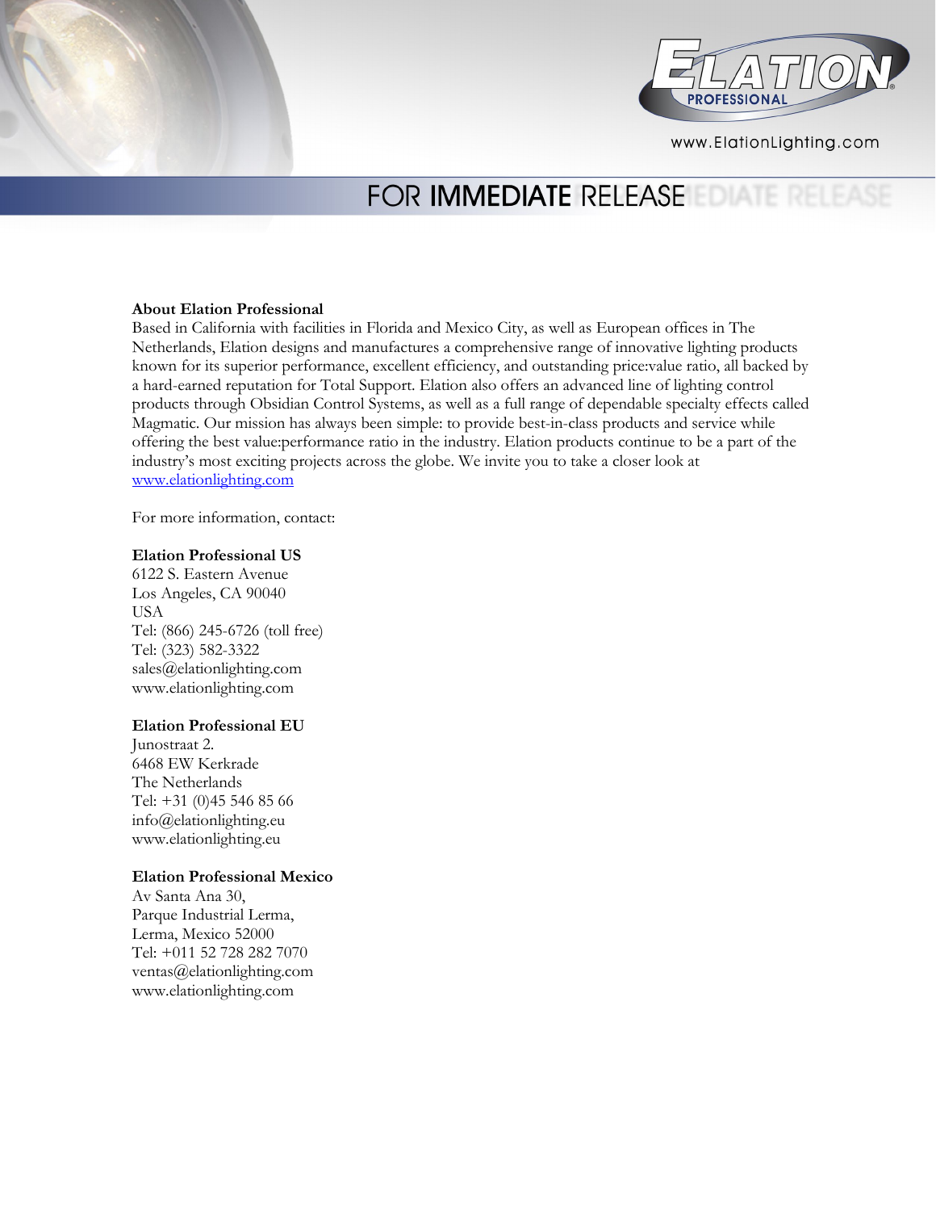**About Elation Professional**

Based in California with facilities in Florida and Mexico City, as well as European offices in The Netherlands, Elation designs and manufactures a comprehensive range of innovative lighting products known for its superior performance, excellent efficiency, and outstanding price:value ratio, all backed by a hard-earned reputation for Total Support. Elation also offers an advanced line of lighting control products through Obsidian Control Systems, as well as a full range of dependable specialty effects called Magmatic. Our mission has always been simple: to provide best-in-class products and service while offering the best value:performance ratio in the industry. Elation products continue to be a part of the industry's most exciting projects across the globe. We invite you to take a closer look at [www.elationlighting.com](www.elationlighting.com)

For more information, contact:

**Elation Professional US**
6122 S. Eastern Avenue
Los Angeles, CA 90040
USA
Tel: (866) 245-6726 (toll free)
Tel: (323) 582-3322
sales@elationlighting.com
www.elationlighting.com

**Elation Professional EU**
Junostraat 2.
6468 EW Kerkrade
The Netherlands
Tel: +31 (0)45 546 85 66
info@elationlighting.eu
www.elationlighting.eu

**Elation Professional Mexico**
Av Santa Ana 30,
Parque Industrial Lerma,
Lerma, Mexico 52000
Tel: +011 52 728 282 7070
ventas@elationlighting.com
www.elationlighting.com